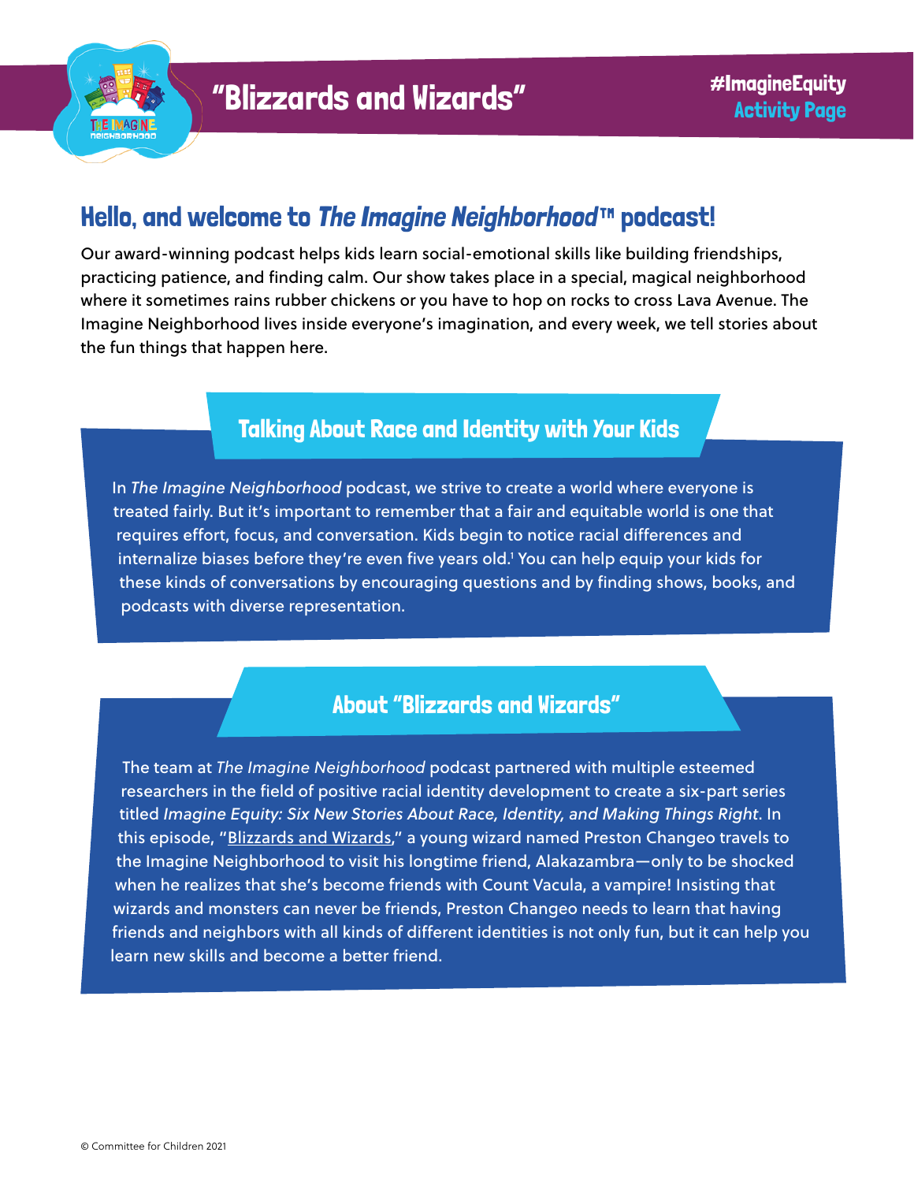# "Blizzards and Wizards"

#ImagineEquity
Activity Page

## Hello, and welcome to *The Imagine Neighborhood*™ podcast!

Our award-winning podcast helps kids learn social-emotional skills like building friendships, practicing patience, and finding calm. Our show takes place in a special, magical neighborhood where it sometimes rains rubber chickens or you have to hop on rocks to cross Lava Avenue. The Imagine Neighborhood lives inside everyone's imagination, and every week, we tell stories about the fun things that happen here.

### Talking About Race and Identity with *Your* Kids

In *The Imagine Neighborhood* podcast, we strive to create a world where everyone is treated fairly. But it's important to remember that a fair and equitable world is one that requires effort, focus, and conversation. Kids begin to notice racial differences and internalize biases before they're even five years old.[1] You can help equip your kids for these kinds of conversations by encouraging questions and by finding shows, books, and podcasts with diverse representation.

### About "Blizzards and Wizards"

The team at *The Imagine Neighborhood* podcast partnered with multiple esteemed researchers in the field of positive racial identity development to create a six-part series titled *Imagine Equity: Six New Stories About Race, Identity, and Making Things Right*. In this episode, "Blizzards and Wizards," a young wizard named Preston Changeo travels to the Imagine Neighborhood to visit his longtime friend, Alakazambra—only to be shocked when he realizes that she's become friends with Count Vacula, a vampire! Insisting that wizards and monsters can never be friends, Preston Changeo needs to learn that having friends and neighbors with all kinds of different identities is not only fun, but it can help you learn new skills and become a better friend.

© Committee for Children 2021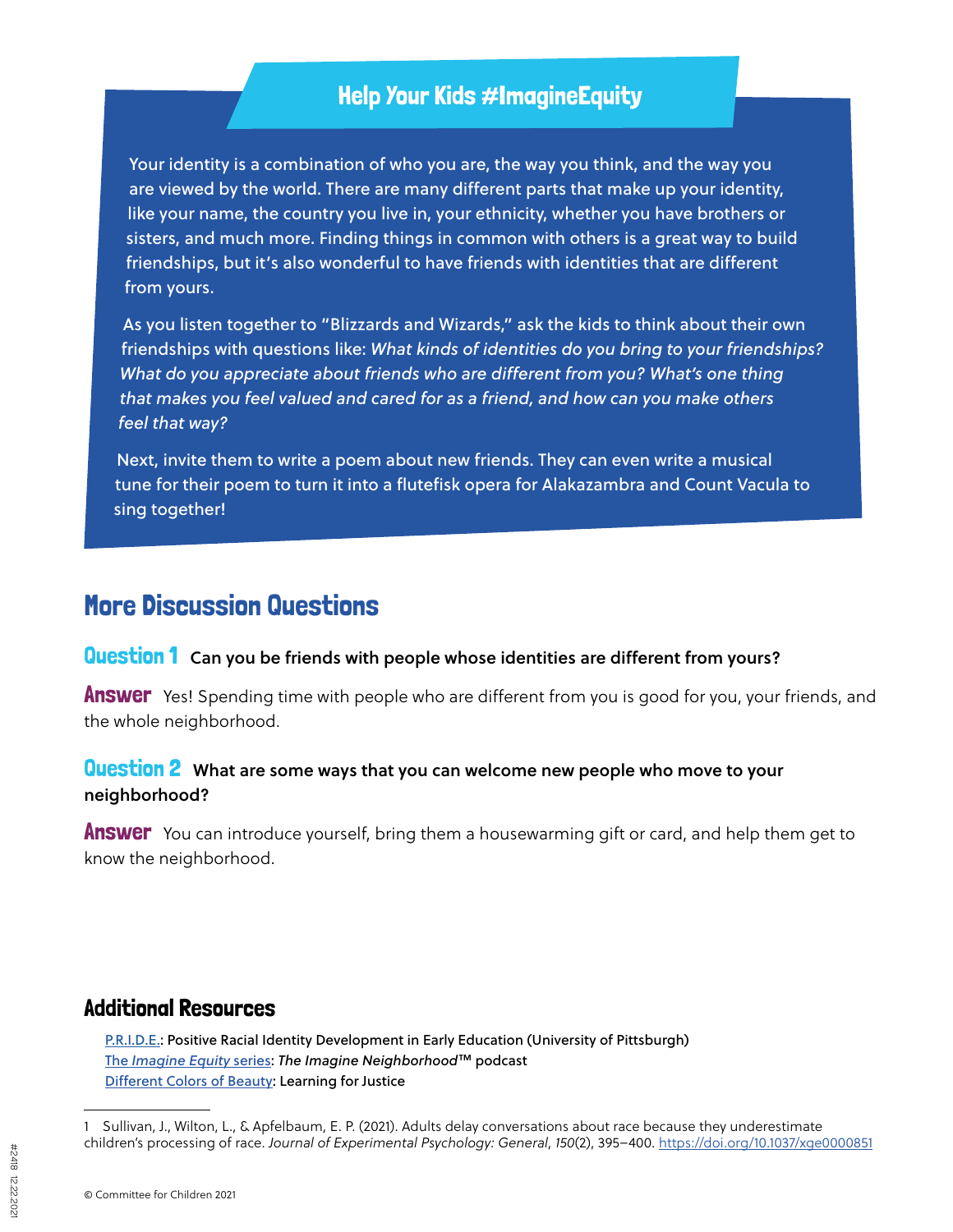## Help Your Kids #ImagineEquity

Your identity is a combination of who you are, the way you think, and the way you are viewed by the world. There are many different parts that make up your identity, like your name, the country you live in, your ethnicity, whether you have brothers or sisters, and much more. Finding things in common with others is a great way to build friendships, but it's also wonderful to have friends with identities that are different from yours.

As you listen together to "Blizzards and Wizards," ask the kids to think about their own friendships with questions like: *What kinds of identities do you bring to your friendships? What do you appreciate about friends who are different from you? What's one thing that makes you feel valued and cared for as a friend, and how can you make others feel that way?*

Next, invite them to write a poem about new friends. They can even write a musical tune for their poem to turn it into a flutefisk opera for Alakazambra and Count Vacula to sing together!

## More Discussion Questions

**Question 1** **Can you be friends with people whose identities are different from yours?**

**Answer** Yes! Spending time with people who are different from you is good for you, your friends, and the whole neighborhood.

**Question 2** **What are some ways that you can welcome new people who move to your neighborhood?**

**Answer** You can introduce yourself, bring them a housewarming gift or card, and help them get to know the neighborhood.

## Additional Resources

- P.R.I.D.E.: Positive Racial Identity Development in Early Education (University of Pittsburgh)
- The *Imagine Equity* series: *The Imagine Neighborhood*™ podcast
- Different Colors of Beauty: Learning for Justice

1 Sullivan, J., Wilton, L., & Apfelbaum, E. P. (2021). Adults delay conversations about race because they underestimate children's processing of race. *Journal of Experimental Psychology: General*, *150*(2), 395–400. https://doi.org/10.1037/xge0000851

© Committee for Children 2021

#2418 12.22.2021